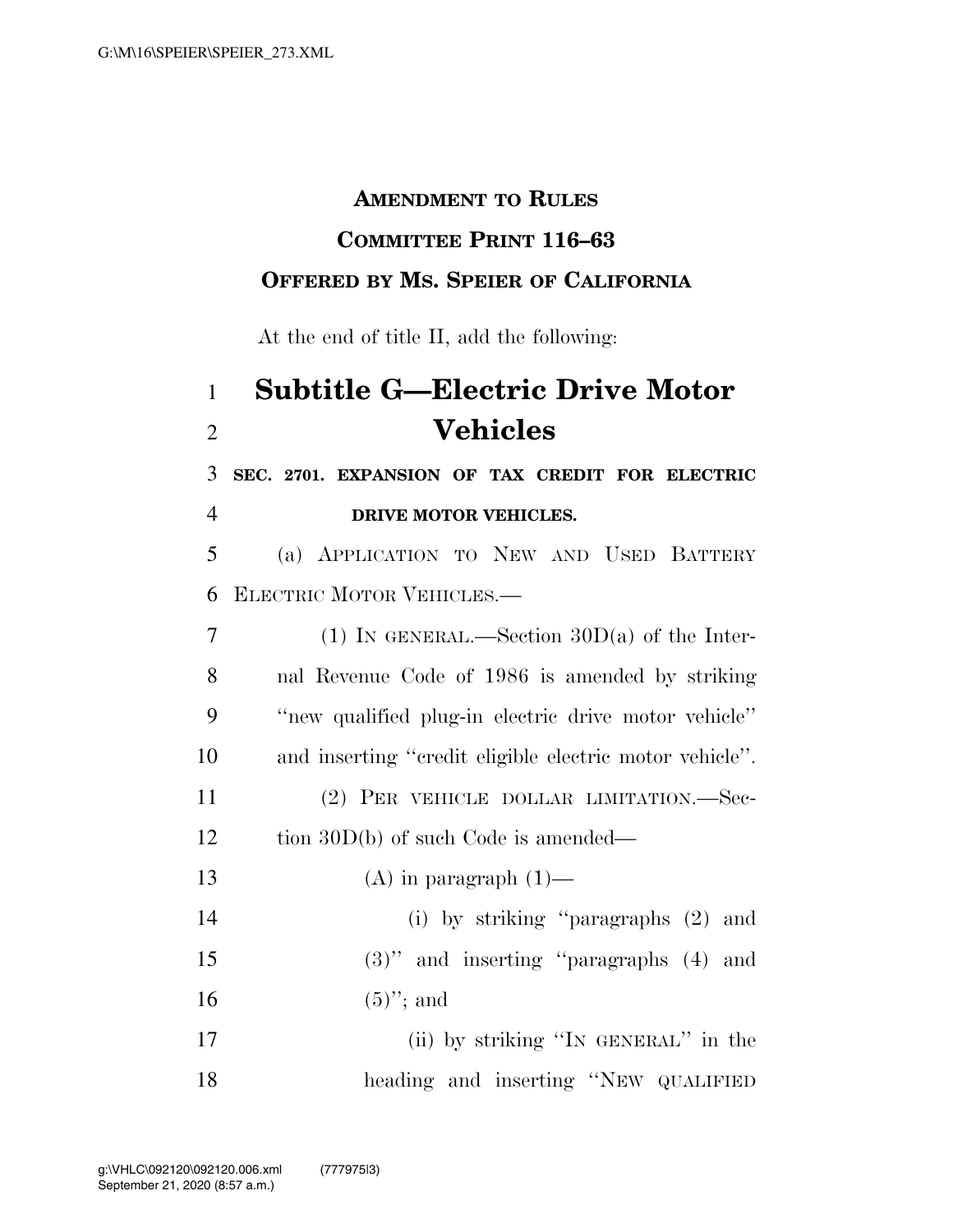**AMENDMENT TO RULES**

**COMMITTEE PRINT 116–63**

**OFFERED BY MS. SPEIER OF CALIFORNIA**

At the end of title II, add the following:

# Subtitle G—Electric Drive Motor Vehicles

**SEC. 2701. EXPANSION OF TAX CREDIT FOR ELECTRIC DRIVE MOTOR VEHICLES.**

(a) APPLICATION TO NEW AND USED BATTERY ELECTRIC MOTOR VEHICLES.—

(1) IN GENERAL.—Section 30D(a) of the Internal Revenue Code of 1986 is amended by striking ‘‘new qualified plug-in electric drive motor vehicle’’ and inserting ‘‘credit eligible electric motor vehicle’’.

(2) PER VEHICLE DOLLAR LIMITATION.—Section 30D(b) of such Code is amended—

(A) in paragraph (1)—

(i) by striking ‘‘paragraphs (2) and (3)’’ and inserting ‘‘paragraphs (4) and (5)’’; and

(ii) by striking ‘‘IN GENERAL’’ in the heading and inserting ‘‘NEW QUALIFIED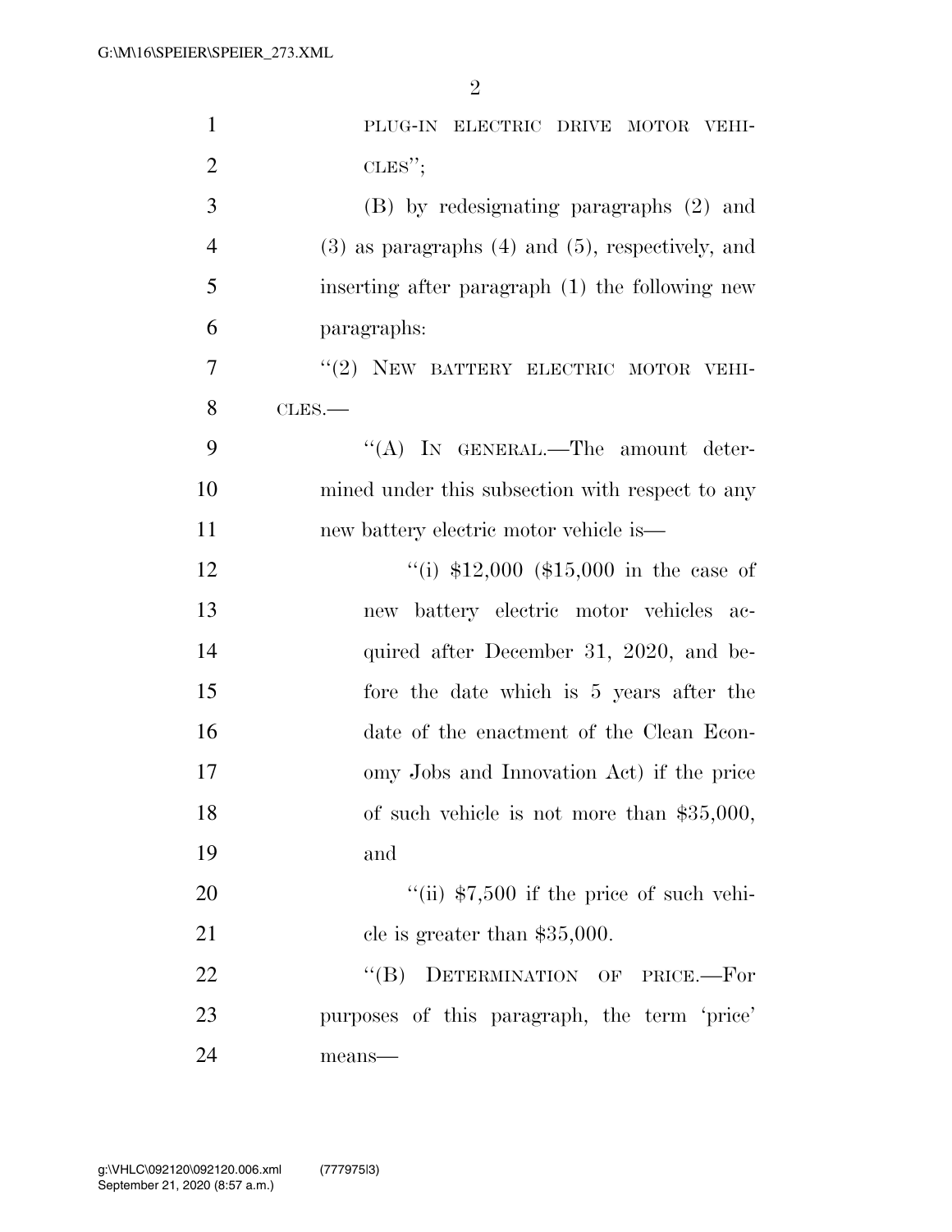PLUG-IN ELECTRIC DRIVE MOTOR VEHICLES'';

(B) by redesignating paragraphs (2) and (3) as paragraphs (4) and (5), respectively, and inserting after paragraph (1) the following new paragraphs:

''(2) NEW BATTERY ELECTRIC MOTOR VEHICLES.—

''(A) IN GENERAL.—The amount determined under this subsection with respect to any new battery electric motor vehicle is—

''(i) $12,000 ($15,000 in the case of new battery electric motor vehicles acquired after December 31, 2020, and before the date which is 5 years after the date of the enactment of the Clean Economy Jobs and Innovation Act) if the price of such vehicle is not more than $35,000, and

''(ii) $7,500 if the price of such vehicle is greater than $35,000.

''(B) DETERMINATION OF PRICE.—For purposes of this paragraph, the term 'price' means—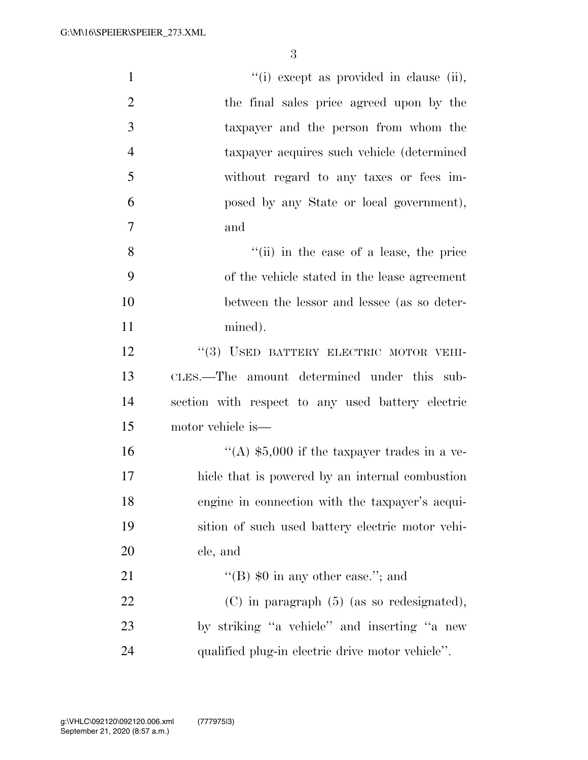"(i) except as provided in clause (ii), the final sales price agreed upon by the taxpayer and the person from whom the taxpayer acquires such vehicle (determined without regard to any taxes or fees imposed by any State or local government), and

"(ii) in the case of a lease, the price of the vehicle stated in the lease agreement between the lessor and lessee (as so determined).

"(3) USED BATTERY ELECTRIC MOTOR VEHICLES.—The amount determined under this subsection with respect to any used battery electric motor vehicle is—

"(A) $5,000 if the taxpayer trades in a vehicle that is powered by an internal combustion engine in connection with the taxpayer's acquisition of such used battery electric motor vehicle, and

"(B) $0 in any other case."; and

(C) in paragraph (5) (as so redesignated), by striking "a vehicle" and inserting "a new qualified plug-in electric drive motor vehicle".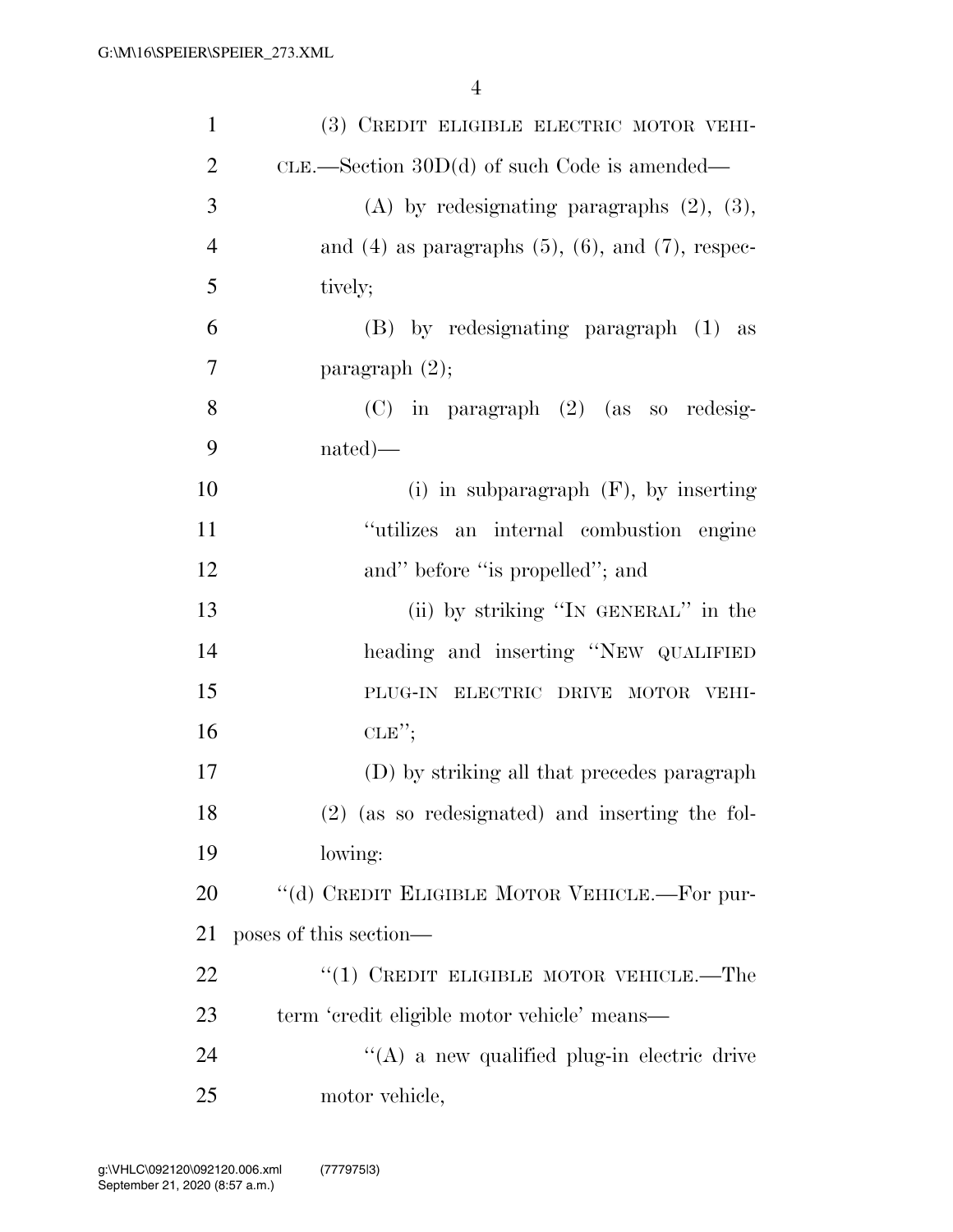(3) CREDIT ELIGIBLE ELECTRIC MOTOR VEHICLE.—Section 30D(d) of such Code is amended—

(A) by redesignating paragraphs (2), (3), and (4) as paragraphs (5), (6), and (7), respectively;

(B) by redesignating paragraph (1) as paragraph (2);

(C) in paragraph (2) (as so redesignated)—

(i) in subparagraph (F), by inserting "utilizes an internal combustion engine and" before "is propelled"; and

(ii) by striking "IN GENERAL" in the heading and inserting "NEW QUALIFIED PLUG-IN ELECTRIC DRIVE MOTOR VEHICLE";

(D) by striking all that precedes paragraph (2) (as so redesignated) and inserting the following:

"(d) CREDIT ELIGIBLE MOTOR VEHICLE.—For purposes of this section—

"(1) CREDIT ELIGIBLE MOTOR VEHICLE.—The term 'credit eligible motor vehicle' means—

"(A) a new qualified plug-in electric drive motor vehicle,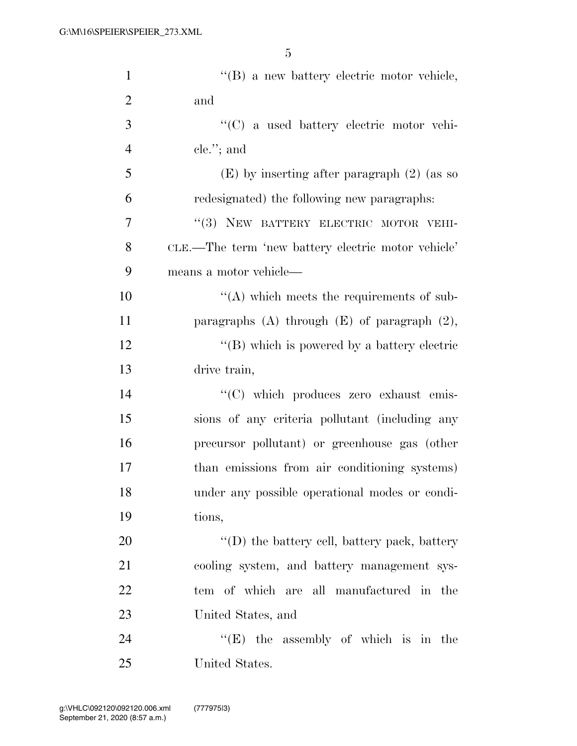"(B) a new battery electric motor vehicle, and

"(C) a used battery electric motor vehicle."; and

(E) by inserting after paragraph (2) (as so redesignated) the following new paragraphs:

"(3) NEW BATTERY ELECTRIC MOTOR VEHICLE.—The term 'new battery electric motor vehicle' means a motor vehicle—

"(A) which meets the requirements of subparagraphs (A) through (E) of paragraph (2),

"(B) which is powered by a battery electric drive train,

"(C) which produces zero exhaust emissions of any criteria pollutant (including any precursor pollutant) or greenhouse gas (other than emissions from air conditioning systems) under any possible operational modes or conditions,

"(D) the battery cell, battery pack, battery cooling system, and battery management system of which are all manufactured in the United States, and

"(E) the assembly of which is in the United States.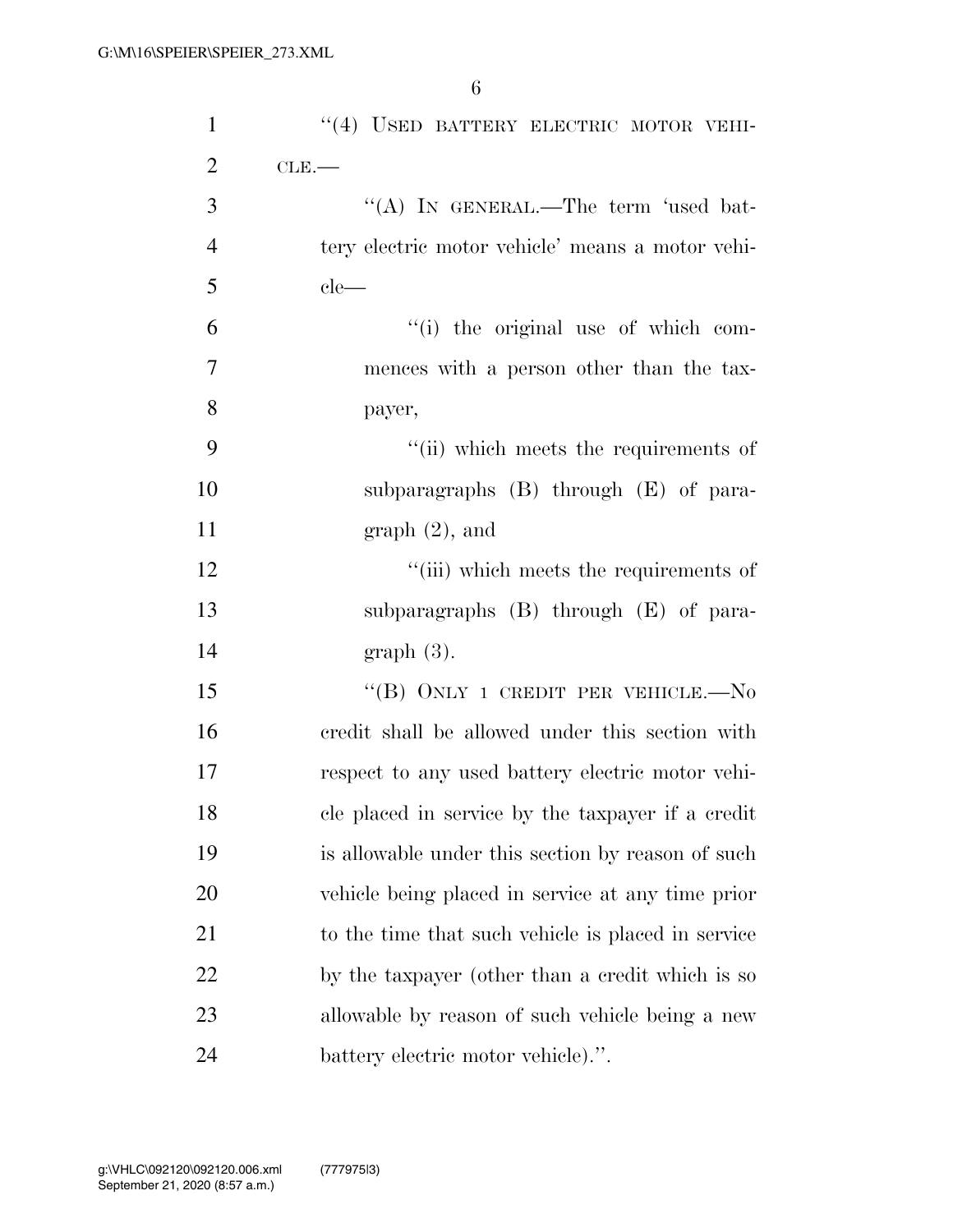"(4) USED BATTERY ELECTRIC MOTOR VEHICLE.—

"(A) IN GENERAL.—The term 'used battery electric motor vehicle' means a motor vehicle—

"(i) the original use of which commences with a person other than the taxpayer,

"(ii) which meets the requirements of subparagraphs (B) through (E) of paragraph (2), and

"(iii) which meets the requirements of subparagraphs (B) through (E) of paragraph (3).

"(B) ONLY 1 CREDIT PER VEHICLE.—No credit shall be allowed under this section with respect to any used battery electric motor vehicle placed in service by the taxpayer if a credit is allowable under this section by reason of such vehicle being placed in service at any time prior to the time that such vehicle is placed in service by the taxpayer (other than a credit which is so allowable by reason of such vehicle being a new battery electric motor vehicle).".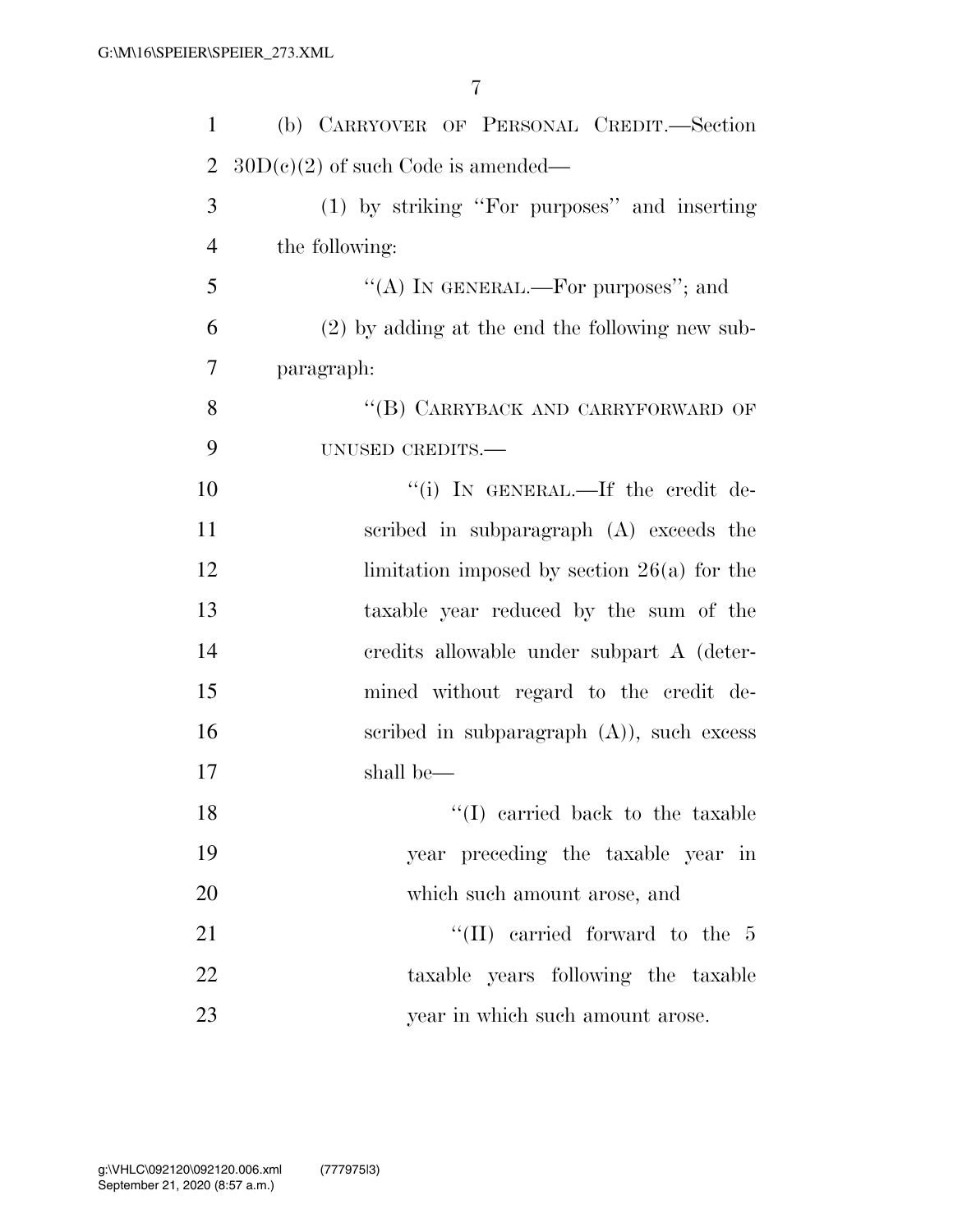(b) CARRYOVER OF PERSONAL CREDIT.—Section 30D(c)(2) of such Code is amended—

(1) by striking "For purposes" and inserting the following:

"(A) IN GENERAL.—For purposes"; and

(2) by adding at the end the following new subparagraph:

"(B) CARRYBACK AND CARRYFORWARD OF UNUSED CREDITS.—

"(i) IN GENERAL.—If the credit described in subparagraph (A) exceeds the limitation imposed by section 26(a) for the taxable year reduced by the sum of the credits allowable under subpart A (determined without regard to the credit described in subparagraph (A)), such excess shall be—

"(I) carried back to the taxable year preceding the taxable year in which such amount arose, and

"(II) carried forward to the 5 taxable years following the taxable year in which such amount arose.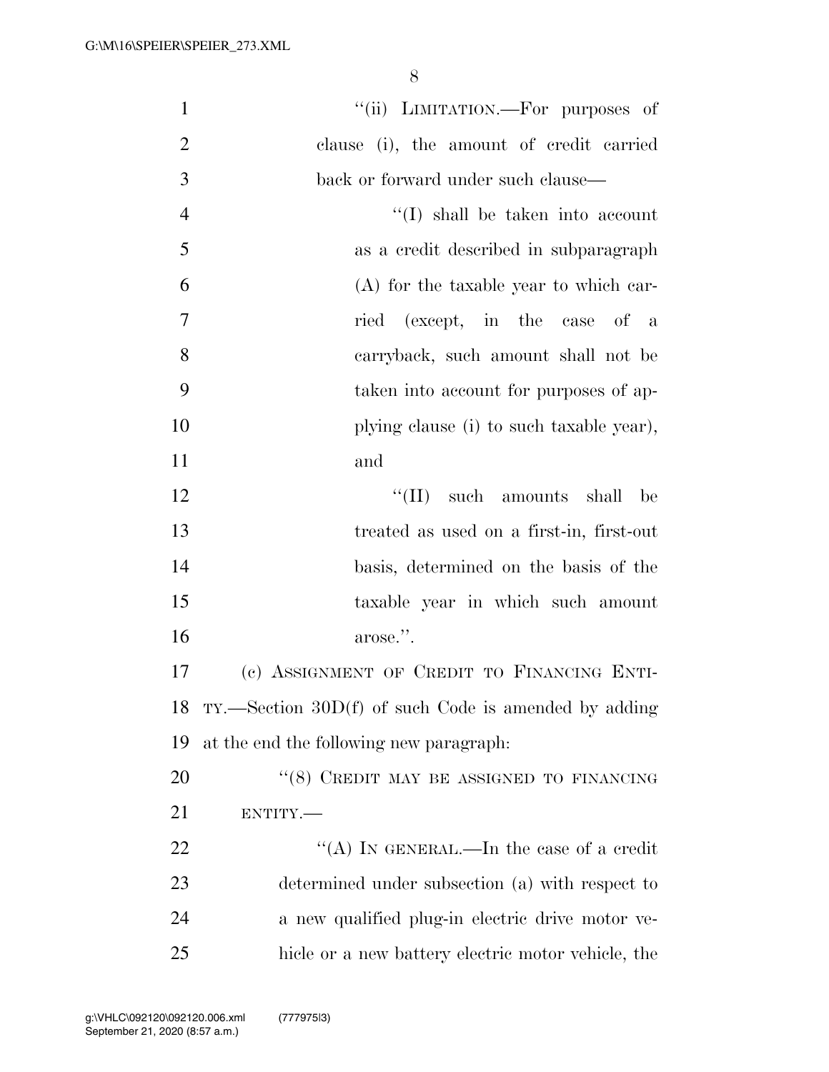"(ii) LIMITATION.—For purposes of clause (i), the amount of credit carried back or forward under such clause—

"(I) shall be taken into account as a credit described in subparagraph (A) for the taxable year to which carried (except, in the case of a carryback, such amount shall not be taken into account for purposes of applying clause (i) to such taxable year), and

"(II) such amounts shall be treated as used on a first-in, first-out basis, determined on the basis of the taxable year in which such amount arose.".

(c) ASSIGNMENT OF CREDIT TO FINANCING ENTITY.—Section 30D(f) of such Code is amended by adding at the end the following new paragraph:

"(8) CREDIT MAY BE ASSIGNED TO FINANCING ENTITY.—

"(A) IN GENERAL.—In the case of a credit determined under subsection (a) with respect to a new qualified plug-in electric drive motor vehicle or a new battery electric motor vehicle, the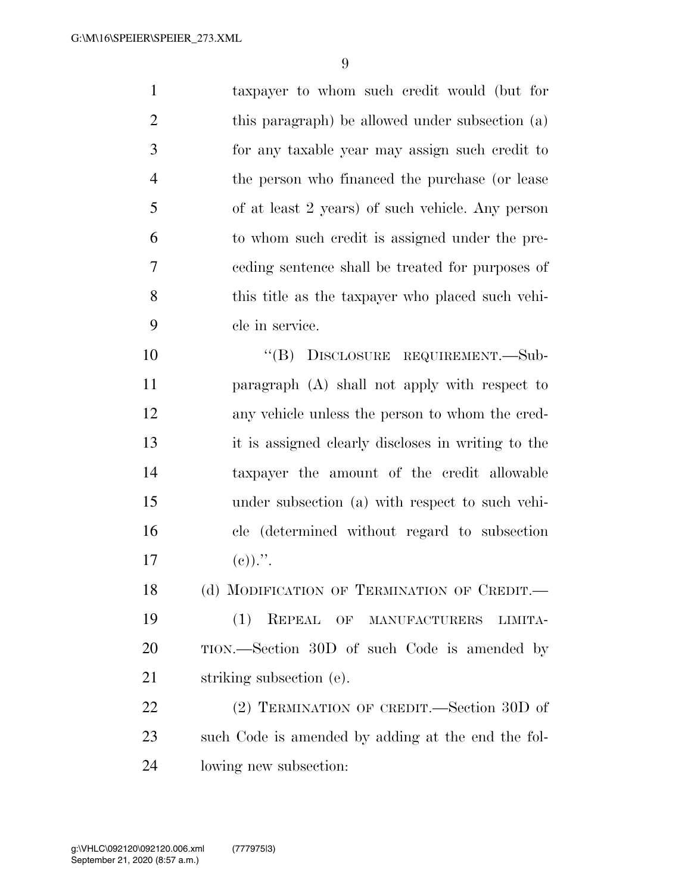taxpayer to whom such credit would (but for this paragraph) be allowed under subsection (a) for any taxable year may assign such credit to the person who financed the purchase (or lease of at least 2 years) of such vehicle. Any person to whom such credit is assigned under the preceding sentence shall be treated for purposes of this title as the taxpayer who placed such vehicle in service.

"(B) DISCLOSURE REQUIREMENT.—Subparagraph (A) shall not apply with respect to any vehicle unless the person to whom the credit is assigned clearly discloses in writing to the taxpayer the amount of the credit allowable under subsection (a) with respect to such vehicle (determined without regard to subsection (c)).".

(d) MODIFICATION OF TERMINATION OF CREDIT.—

(1) REPEAL OF MANUFACTURERS LIMITATION.—Section 30D of such Code is amended by striking subsection (e).

(2) TERMINATION OF CREDIT.—Section 30D of such Code is amended by adding at the end the following new subsection: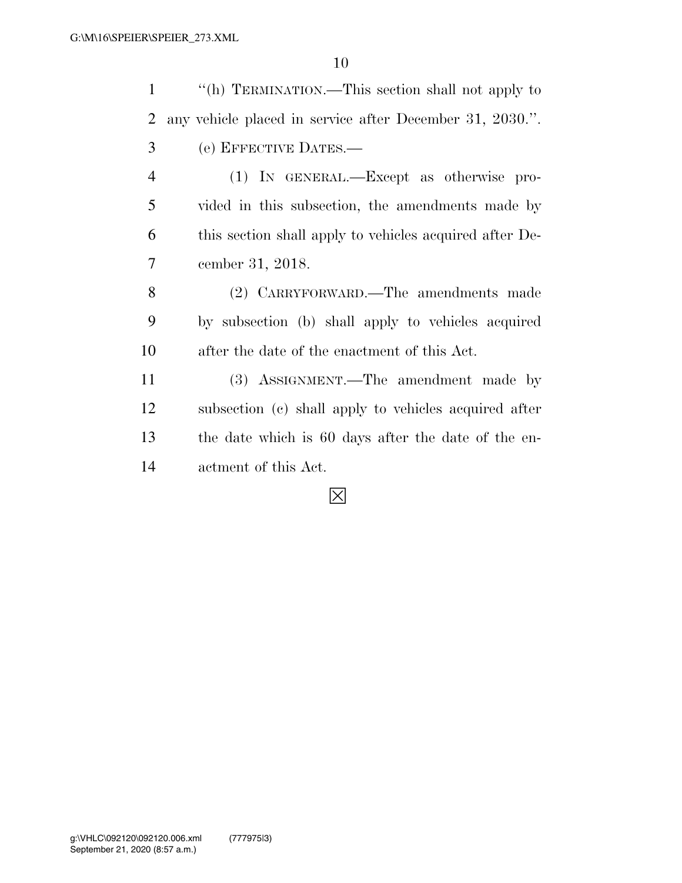''(h) TERMINATION.—This section shall not apply to any vehicle placed in service after December 31, 2030.''.

(e) EFFECTIVE DATES.—

(1) IN GENERAL.—Except as otherwise provided in this subsection, the amendments made by this section shall apply to vehicles acquired after December 31, 2018.

(2) CARRYFORWARD.—The amendments made by subsection (b) shall apply to vehicles acquired after the date of the enactment of this Act.

(3) ASSIGNMENT.—The amendment made by subsection (c) shall apply to vehicles acquired after the date which is 60 days after the date of the enactment of this Act.